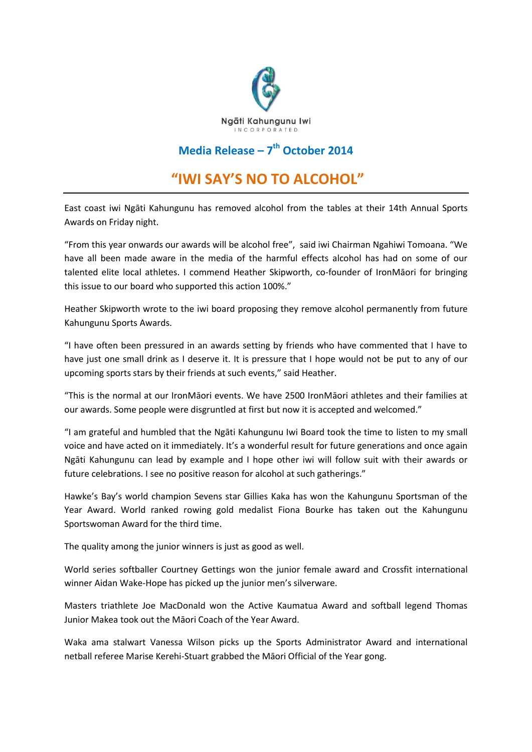Ngāti Kahungunu Iwi
INCORPORATED

## Media Release – 7th October 2014

# "IWI SAY'S NO TO ALCOHOL"

---

East coast iwi Ngāti Kahungunu has removed alcohol from the tables at their 14th Annual Sports Awards on Friday night.

"From this year onwards our awards will be alcohol free", said iwi Chairman Ngahiwi Tomoana. "We have all been made aware in the media of the harmful effects alcohol has had on some of our talented elite local athletes. I commend Heather Skipworth, co-founder of IronMāori for bringing this issue to our board who supported this action 100%."

Heather Skipworth wrote to the iwi board proposing they remove alcohol permanently from future Kahungunu Sports Awards.

"I have often been pressured in an awards setting by friends who have commented that I have to have just one small drink as I deserve it. It is pressure that I hope would not be put to any of our upcoming sports stars by their friends at such events," said Heather.

"This is the normal at our IronMāori events. We have 2500 IronMāori athletes and their families at our awards. Some people were disgruntled at first but now it is accepted and welcomed."

"I am grateful and humbled that the Ngāti Kahungunu Iwi Board took the time to listen to my small voice and have acted on it immediately. It's a wonderful result for future generations and once again Ngāti Kahungunu can lead by example and I hope other iwi will follow suit with their awards or future celebrations. I see no positive reason for alcohol at such gatherings."

Hawke's Bay's world champion Sevens star Gillies Kaka has won the Kahungunu Sportsman of the Year Award. World ranked rowing gold medalist Fiona Bourke has taken out the Kahungunu Sportswoman Award for the third time.

The quality among the junior winners is just as good as well.

World series softballer Courtney Gettings won the junior female award and Crossfit international winner Aidan Wake-Hope has picked up the junior men's silverware.

Masters triathlete Joe MacDonald won the Active Kaumatua Award and softball legend Thomas Junior Makea took out the Māori Coach of the Year Award.

Waka ama stalwart Vanessa Wilson picks up the Sports Administrator Award and international netball referee Marise Kerehi-Stuart grabbed the Māori Official of the Year gong.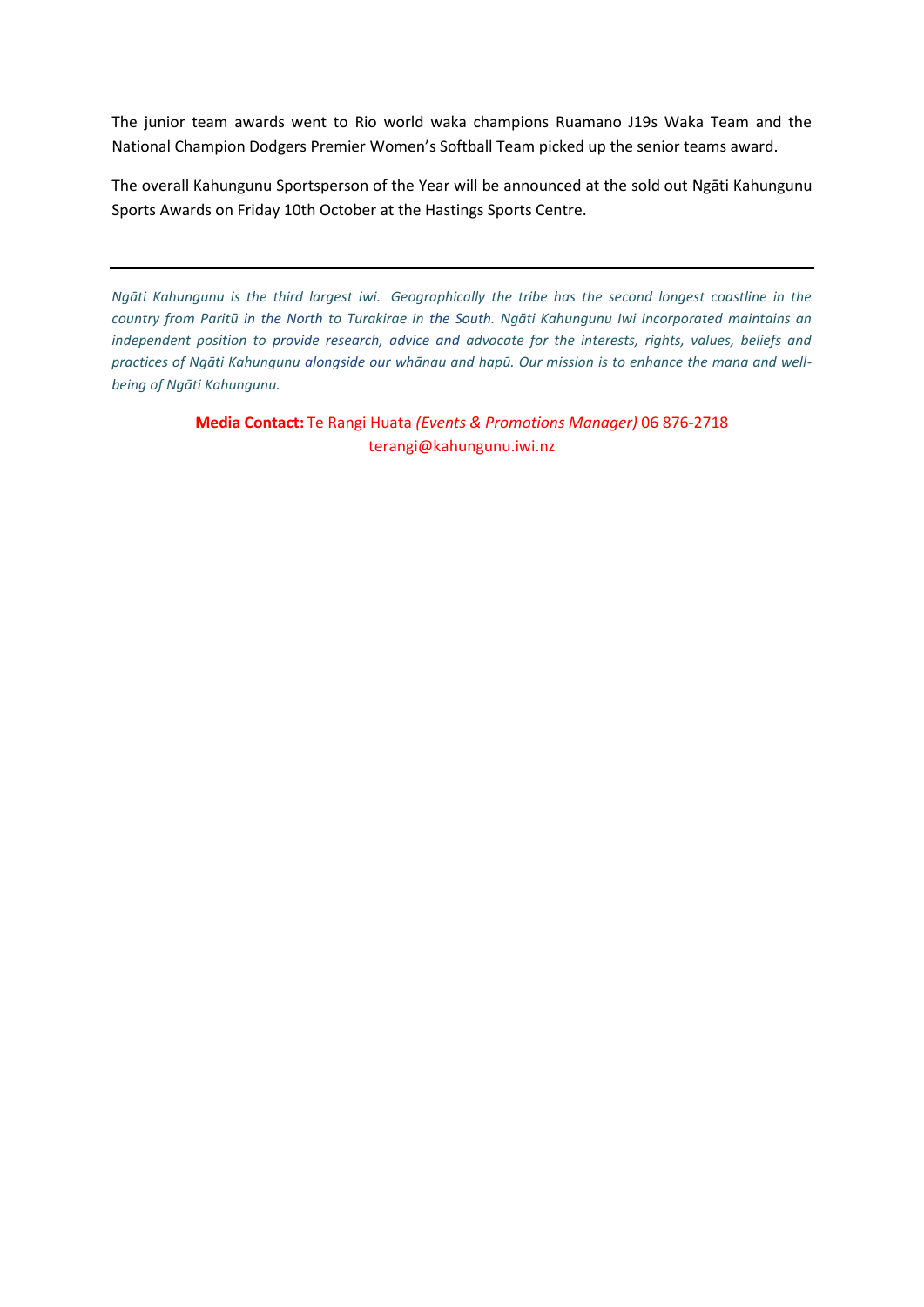The junior team awards went to Rio world waka champions Ruamano J19s Waka Team and the National Champion Dodgers Premier Women's Softball Team picked up the senior teams award.

The overall Kahungunu Sportsperson of the Year will be announced at the sold out Ngāti Kahungunu Sports Awards on Friday 10th October at the Hastings Sports Centre.

---

*Ngāti Kahungunu is the third largest iwi. Geographically the tribe has the second longest coastline in the country from Paritū in the North to Turakirae in the South. Ngāti Kahungunu Iwi Incorporated maintains an independent position to provide research, advice and advocate for the interests, rights, values, beliefs and practices of Ngāti Kahungunu alongside our whānau and hapū. Our mission is to enhance the mana and well-being of Ngāti Kahungunu.*

**Media Contact:** Te Rangi Huata *(Events & Promotions Manager)* 06 876-2718
terangi@kahungunu.iwi.nz